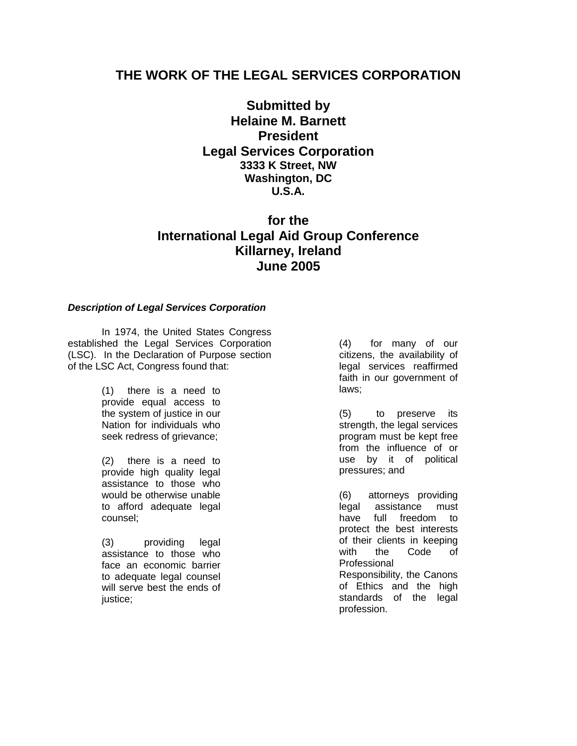# THE WORK OF THE LEGAL SERVICES CORPORATION

**Submitted by**
**Helaine M. Barnett**
**President**
**Legal Services Corporation**
**3333 K Street, NW**
**Washington, DC**
**U.S.A.**

**for the**
**International Legal Aid Group Conference**
**Killarney, Ireland**
**June 2005**

***Description of Legal Services Corporation***

In 1974, the United States Congress established the Legal Services Corporation (LSC). In the Declaration of Purpose section of the LSC Act, Congress found that:

> (1) there is a need to provide equal access to the system of justice in our Nation for individuals who seek redress of grievance;
>
> (2) there is a need to provide high quality legal assistance to those who would be otherwise unable to afford adequate legal counsel;
>
> (3) providing legal assistance to those who face an economic barrier to adequate legal counsel will serve best the ends of justice;
>
> (4) for many of our citizens, the availability of legal services reaffirmed faith in our government of laws;
>
> (5) to preserve its strength, the legal services program must be kept free from the influence of or use by it of political pressures; and
>
> (6) attorneys providing legal assistance must have full freedom to protect the best interests of their clients in keeping with the Code of Professional Responsibility, the Canons of Ethics and the high standards of the legal profession.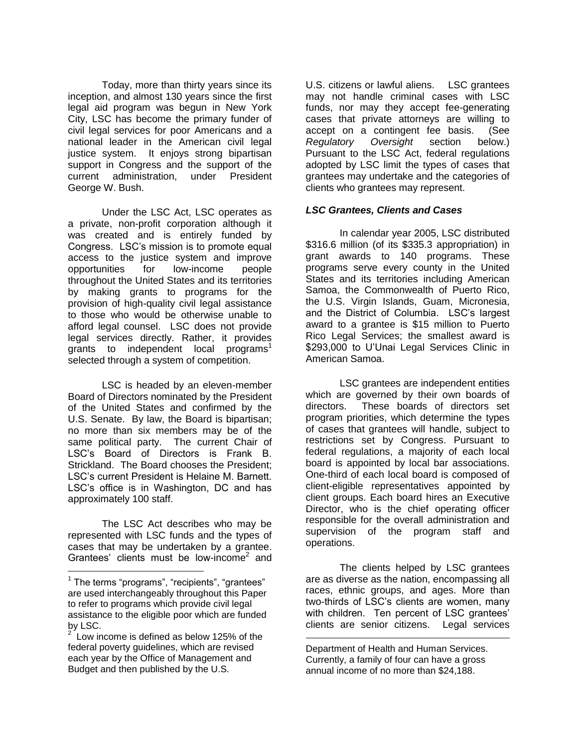Today, more than thirty years since its inception, and almost 130 years since the first legal aid program was begun in New York City, LSC has become the primary funder of civil legal services for poor Americans and a national leader in the American civil legal justice system. It enjoys strong bipartisan support in Congress and the support of the current administration, under President George W. Bush.

Under the LSC Act, LSC operates as a private, non-profit corporation although it was created and is entirely funded by Congress. LSC's mission is to promote equal access to the justice system and improve opportunities for low-income people throughout the United States and its territories by making grants to programs for the provision of high-quality civil legal assistance to those who would be otherwise unable to afford legal counsel. LSC does not provide legal services directly. Rather, it provides grants to independent local programs[1] selected through a system of competition.

LSC is headed by an eleven-member Board of Directors nominated by the President of the United States and confirmed by the U.S. Senate. By law, the Board is bipartisan; no more than six members may be of the same political party. The current Chair of LSC's Board of Directors is Frank B. Strickland. The Board chooses the President; LSC's current President is Helaine M. Barnett. LSC's office is in Washington, DC and has approximately 100 staff.

The LSC Act describes who may be represented with LSC funds and the types of cases that may be undertaken by a grantee. Grantees' clients must be low-income[2] and U.S. citizens or lawful aliens. LSC grantees may not handle criminal cases with LSC funds, nor may they accept fee-generating cases that private attorneys are willing to accept on a contingent fee basis. (See *Regulatory Oversight* section below.) Pursuant to the LSC Act, federal regulations adopted by LSC limit the types of cases that grantees may undertake and the categories of clients who grantees may represent.

### *LSC Grantees, Clients and Cases*

In calendar year 2005, LSC distributed \$316.6 million (of its \$335.3 appropriation) in grant awards to 140 programs. These programs serve every county in the United States and its territories including American Samoa, the Commonwealth of Puerto Rico, the U.S. Virgin Islands, Guam, Micronesia, and the District of Columbia. LSC's largest award to a grantee is \$15 million to Puerto Rico Legal Services; the smallest award is \$293,000 to U'Unai Legal Services Clinic in American Samoa.

LSC grantees are independent entities which are governed by their own boards of directors. These boards of directors set program priorities, which determine the types of cases that grantees will handle, subject to restrictions set by Congress. Pursuant to federal regulations, a majority of each local board is appointed by local bar associations. One-third of each local board is composed of client-eligible representatives appointed by client groups. Each board hires an Executive Director, who is the chief operating officer responsible for the overall administration and supervision of the program staff and operations.

The clients helped by LSC grantees are as diverse as the nation, encompassing all races, ethnic groups, and ages. More than two-thirds of LSC's clients are women, many with children. Ten percent of LSC grantees' clients are senior citizens. Legal services

---

[1] The terms "programs", "recipients", "grantees" are used interchangeably throughout this Paper to refer to programs which provide civil legal assistance to the eligible poor which are funded by LSC.

[2] Low income is defined as below 125% of the federal poverty guidelines, which are revised each year by the Office of Management and Budget and then published by the U.S. Department of Health and Human Services. Currently, a family of four can have a gross annual income of no more than \$24,188.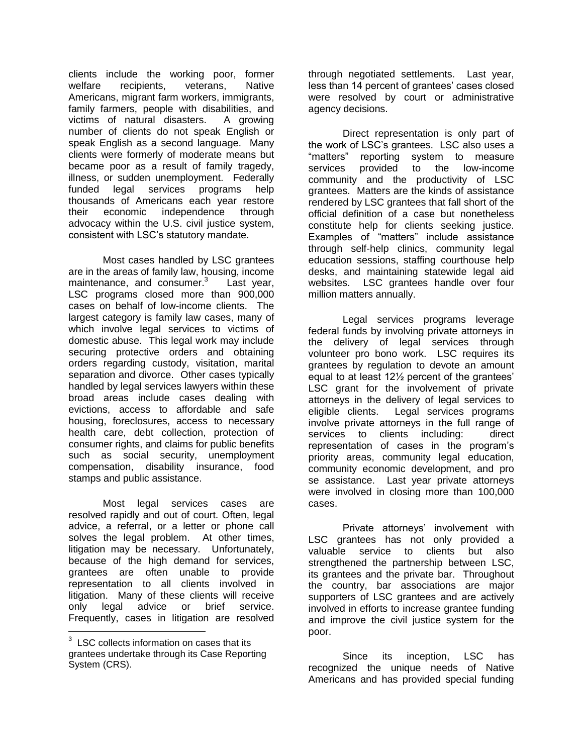clients include the working poor, former welfare recipients, veterans, Native Americans, migrant farm workers, immigrants, family farmers, people with disabilities, and victims of natural disasters. A growing number of clients do not speak English or speak English as a second language. Many clients were formerly of moderate means but became poor as a result of family tragedy, illness, or sudden unemployment. Federally funded legal services programs help thousands of Americans each year restore their economic independence through advocacy within the U.S. civil justice system, consistent with LSC's statutory mandate.

Most cases handled by LSC grantees are in the areas of family law, housing, income maintenance, and consumer.[3] Last year, LSC programs closed more than 900,000 cases on behalf of low-income clients. The largest category is family law cases, many of which involve legal services to victims of domestic abuse. This legal work may include securing protective orders and obtaining orders regarding custody, visitation, marital separation and divorce. Other cases typically handled by legal services lawyers within these broad areas include cases dealing with evictions, access to affordable and safe housing, foreclosures, access to necessary health care, debt collection, protection of consumer rights, and claims for public benefits such as social security, unemployment compensation, disability insurance, food stamps and public assistance.

Most legal services cases are resolved rapidly and out of court. Often, legal advice, a referral, or a letter or phone call solves the legal problem. At other times, litigation may be necessary. Unfortunately, because of the high demand for services, grantees are often unable to provide representation to all clients involved in litigation. Many of these clients will receive only legal advice or brief service. Frequently, cases in litigation are resolved through negotiated settlements. Last year, less than 14 percent of grantees' cases closed were resolved by court or administrative agency decisions.

Direct representation is only part of the work of LSC's grantees. LSC also uses a "matters" reporting system to measure services provided to the low-income community and the productivity of LSC grantees. Matters are the kinds of assistance rendered by LSC grantees that fall short of the official definition of a case but nonetheless constitute help for clients seeking justice. Examples of "matters" include assistance through self-help clinics, community legal education sessions, staffing courthouse help desks, and maintaining statewide legal aid websites. LSC grantees handle over four million matters annually.

Legal services programs leverage federal funds by involving private attorneys in the delivery of legal services through volunteer pro bono work. LSC requires its grantees by regulation to devote an amount equal to at least 12½ percent of the grantees' LSC grant for the involvement of private attorneys in the delivery of legal services to eligible clients. Legal services programs involve private attorneys in the full range of services to clients including: direct representation of cases in the program's priority areas, community legal education, community economic development, and pro se assistance. Last year private attorneys were involved in closing more than 100,000 cases.

Private attorneys' involvement with LSC grantees has not only provided a valuable service to clients but also strengthened the partnership between LSC, its grantees and the private bar. Throughout the country, bar associations are major supporters of LSC grantees and are actively involved in efforts to increase grantee funding and improve the civil justice system for the poor.

Since its inception, LSC has recognized the unique needs of Native Americans and has provided special funding

[3] LSC collects information on cases that its grantees undertake through its Case Reporting System (CRS).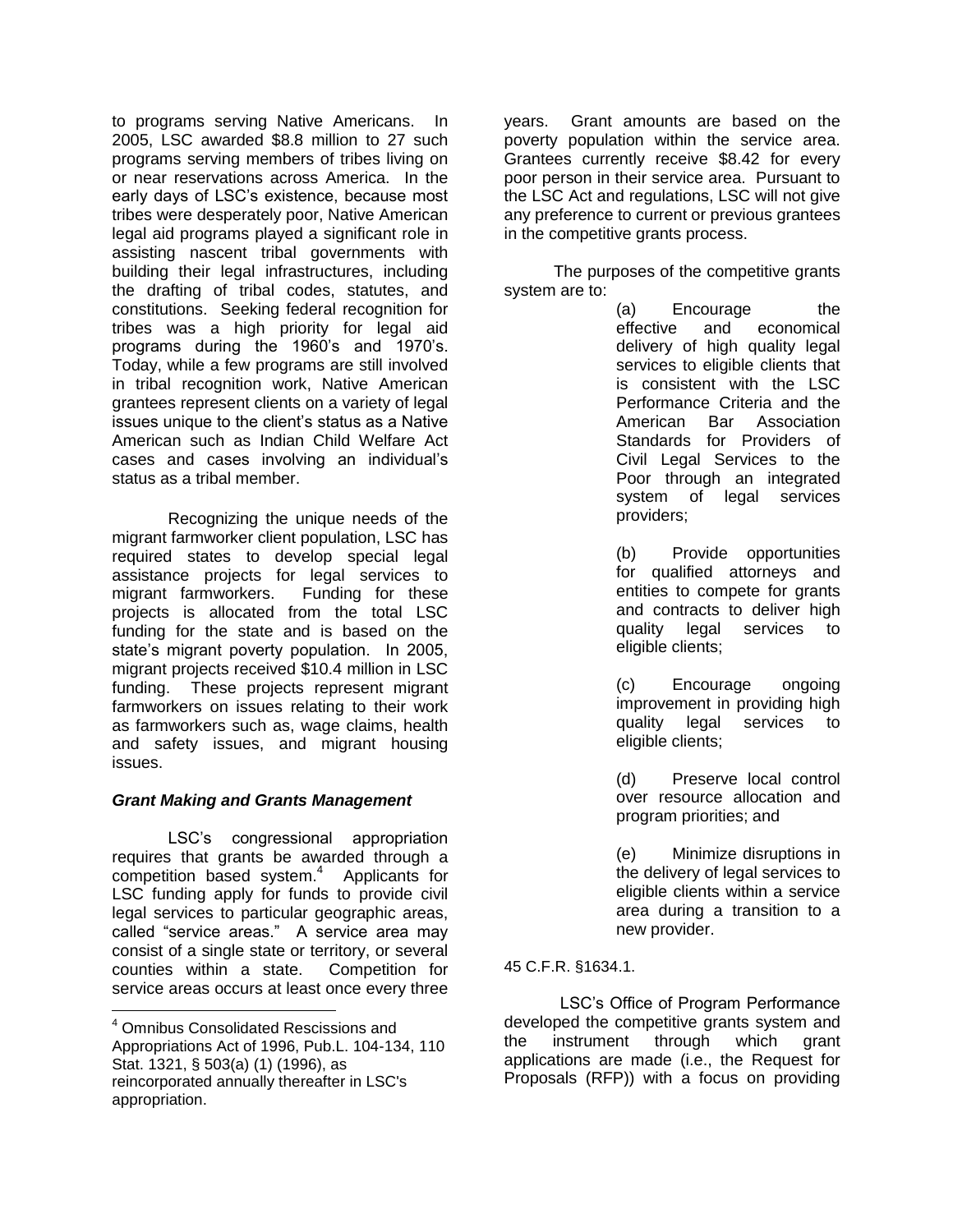to programs serving Native Americans. In 2005, LSC awarded $8.8 million to 27 such programs serving members of tribes living on or near reservations across America. In the early days of LSC's existence, because most tribes were desperately poor, Native American legal aid programs played a significant role in assisting nascent tribal governments with building their legal infrastructures, including the drafting of tribal codes, statutes, and constitutions. Seeking federal recognition for tribes was a high priority for legal aid programs during the 1960's and 1970's. Today, while a few programs are still involved in tribal recognition work, Native American grantees represent clients on a variety of legal issues unique to the client's status as a Native American such as Indian Child Welfare Act cases and cases involving an individual's status as a tribal member.

Recognizing the unique needs of the migrant farmworker client population, LSC has required states to develop special legal assistance projects for legal services to migrant farmworkers. Funding for these projects is allocated from the total LSC funding for the state and is based on the state's migrant poverty population. In 2005, migrant projects received $10.4 million in LSC funding. These projects represent migrant farmworkers on issues relating to their work as farmworkers such as, wage claims, health and safety issues, and migrant housing issues.

***Grant Making and Grants Management***

LSC's congressional appropriation requires that grants be awarded through a competition based system.[4] Applicants for LSC funding apply for funds to provide civil legal services to particular geographic areas, called "service areas." A service area may consist of a single state or territory, or several counties within a state. Competition for service areas occurs at least once every three years. Grant amounts are based on the poverty population within the service area. Grantees currently receive $8.42 for every poor person in their service area. Pursuant to the LSC Act and regulations, LSC will not give any preference to current or previous grantees in the competitive grants process.

The purposes of the competitive grants system are to:

> (a) Encourage the effective and economical delivery of high quality legal services to eligible clients that is consistent with the LSC Performance Criteria and the American Bar Association Standards for Providers of Civil Legal Services to the Poor through an integrated system of legal services providers;
>
> (b) Provide opportunities for qualified attorneys and entities to compete for grants and contracts to deliver high quality legal services to eligible clients;
>
> (c) Encourage ongoing improvement in providing high quality legal services to eligible clients;
>
> (d) Preserve local control over resource allocation and program priorities; and
>
> (e) Minimize disruptions in the delivery of legal services to eligible clients within a service area during a transition to a new provider.

45 C.F.R. §1634.1.

LSC's Office of Program Performance developed the competitive grants system and the instrument through which grant applications are made (i.e., the Request for Proposals (RFP)) with a focus on providing

---

[4] Omnibus Consolidated Rescissions and Appropriations Act of 1996, Pub.L. 104-134, 110 Stat. 1321, § 503(a) (1) (1996), as reincorporated annually thereafter in LSC's appropriation.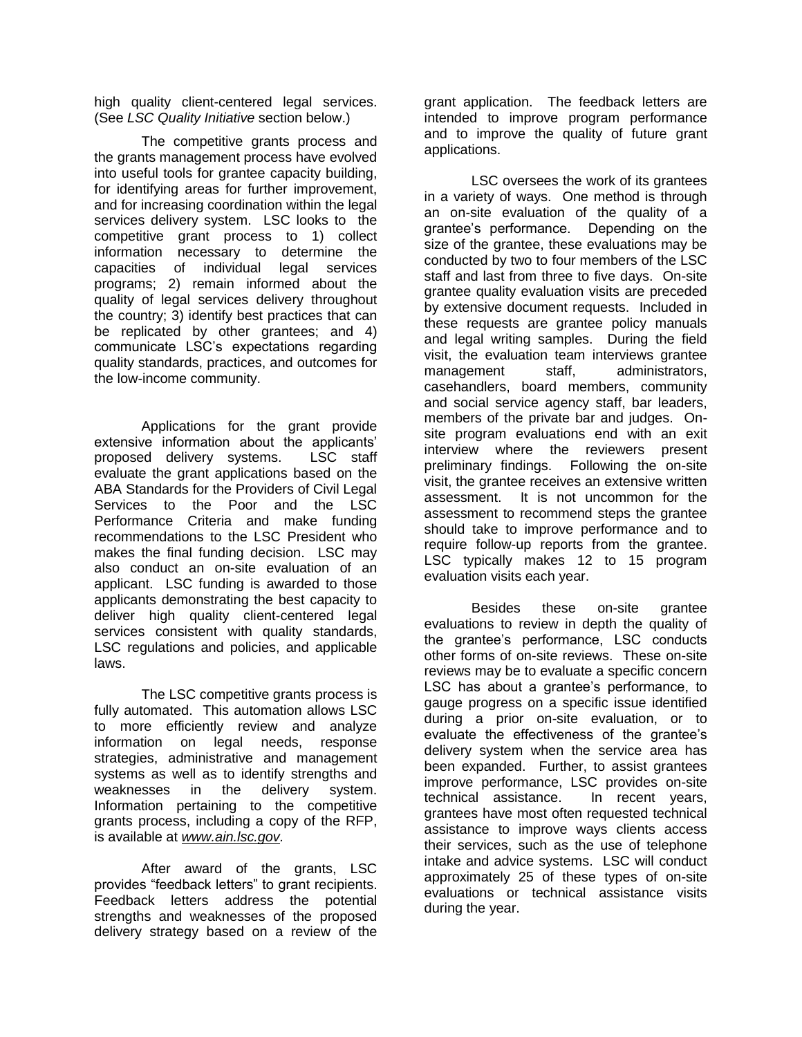high quality client-centered legal services. (See *LSC Quality Initiative* section below.)

The competitive grants process and the grants management process have evolved into useful tools for grantee capacity building, for identifying areas for further improvement, and for increasing coordination within the legal services delivery system. LSC looks to the competitive grant process to 1) collect information necessary to determine the capacities of individual legal services programs; 2) remain informed about the quality of legal services delivery throughout the country; 3) identify best practices that can be replicated by other grantees; and 4) communicate LSC's expectations regarding quality standards, practices, and outcomes for the low-income community.

Applications for the grant provide extensive information about the applicants' proposed delivery systems. LSC staff evaluate the grant applications based on the ABA Standards for the Providers of Civil Legal Services to the Poor and the LSC Performance Criteria and make funding recommendations to the LSC President who makes the final funding decision. LSC may also conduct an on-site evaluation of an applicant. LSC funding is awarded to those applicants demonstrating the best capacity to deliver high quality client-centered legal services consistent with quality standards, LSC regulations and policies, and applicable laws.

The LSC competitive grants process is fully automated. This automation allows LSC to more efficiently review and analyze information on legal needs, response strategies, administrative and management systems as well as to identify strengths and weaknesses in the delivery system. Information pertaining to the competitive grants process, including a copy of the RFP, is available at *www.ain.lsc.gov.*

After award of the grants, LSC provides "feedback letters" to grant recipients. Feedback letters address the potential strengths and weaknesses of the proposed delivery strategy based on a review of the grant application. The feedback letters are intended to improve program performance and to improve the quality of future grant applications.

LSC oversees the work of its grantees in a variety of ways. One method is through an on-site evaluation of the quality of a grantee's performance. Depending on the size of the grantee, these evaluations may be conducted by two to four members of the LSC staff and last from three to five days. On-site grantee quality evaluation visits are preceded by extensive document requests. Included in these requests are grantee policy manuals and legal writing samples. During the field visit, the evaluation team interviews grantee management staff, administrators, casehandlers, board members, community and social service agency staff, bar leaders, members of the private bar and judges. On-site program evaluations end with an exit interview where the reviewers present preliminary findings. Following the on-site visit, the grantee receives an extensive written assessment. It is not uncommon for the assessment to recommend steps the grantee should take to improve performance and to require follow-up reports from the grantee. LSC typically makes 12 to 15 program evaluation visits each year.

Besides these on-site grantee evaluations to review in depth the quality of the grantee's performance, LSC conducts other forms of on-site reviews. These on-site reviews may be to evaluate a specific concern LSC has about a grantee's performance, to gauge progress on a specific issue identified during a prior on-site evaluation, or to evaluate the effectiveness of the grantee's delivery system when the service area has been expanded. Further, to assist grantees improve performance, LSC provides on-site technical assistance. In recent years, grantees have most often requested technical assistance to improve ways clients access their services, such as the use of telephone intake and advice systems. LSC will conduct approximately 25 of these types of on-site evaluations or technical assistance visits during the year.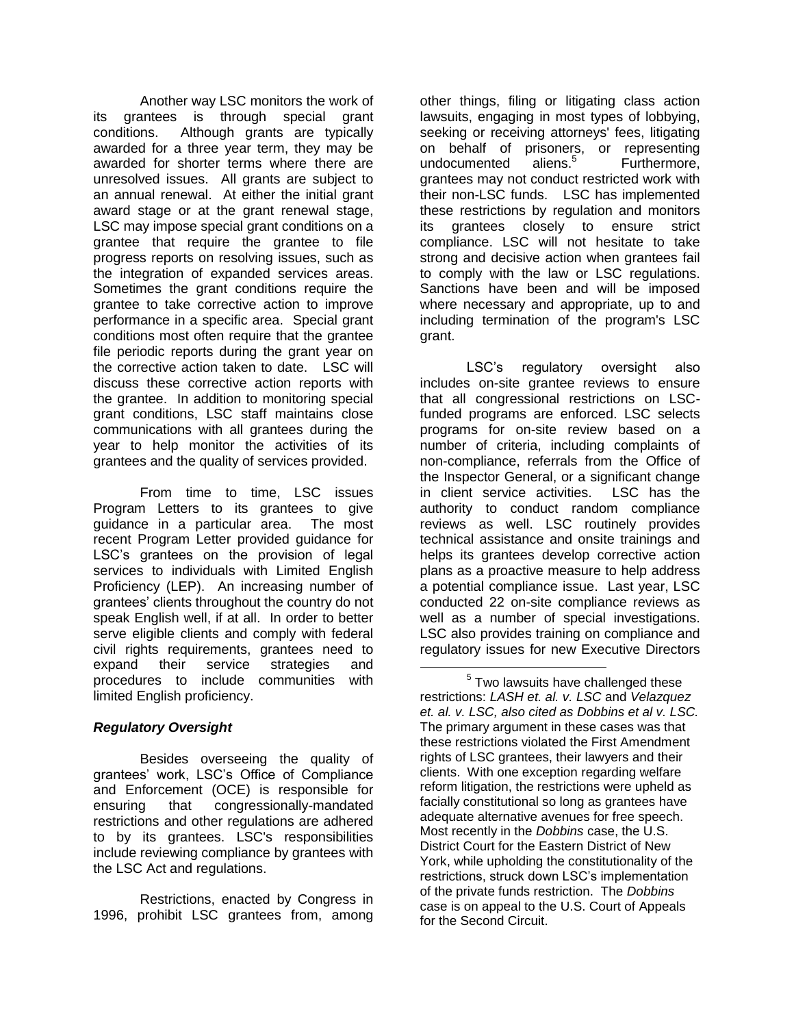Another way LSC monitors the work of its grantees is through special grant conditions. Although grants are typically awarded for a three year term, they may be awarded for shorter terms where there are unresolved issues. All grants are subject to an annual renewal. At either the initial grant award stage or at the grant renewal stage, LSC may impose special grant conditions on a grantee that require the grantee to file progress reports on resolving issues, such as the integration of expanded services areas. Sometimes the grant conditions require the grantee to take corrective action to improve performance in a specific area. Special grant conditions most often require that the grantee file periodic reports during the grant year on the corrective action taken to date. LSC will discuss these corrective action reports with the grantee. In addition to monitoring special grant conditions, LSC staff maintains close communications with all grantees during the year to help monitor the activities of its grantees and the quality of services provided.

From time to time, LSC issues Program Letters to its grantees to give guidance in a particular area. The most recent Program Letter provided guidance for LSC's grantees on the provision of legal services to individuals with Limited English Proficiency (LEP). An increasing number of grantees' clients throughout the country do not speak English well, if at all. In order to better serve eligible clients and comply with federal civil rights requirements, grantees need to expand their service strategies and procedures to include communities with limited English proficiency.

### *Regulatory Oversight*

Besides overseeing the quality of grantees' work, LSC's Office of Compliance and Enforcement (OCE) is responsible for ensuring that congressionally-mandated restrictions and other regulations are adhered to by its grantees. LSC's responsibilities include reviewing compliance by grantees with the LSC Act and regulations.

Restrictions, enacted by Congress in 1996, prohibit LSC grantees from, among other things, filing or litigating class action lawsuits, engaging in most types of lobbying, seeking or receiving attorneys' fees, litigating on behalf of prisoners, or representing undocumented aliens.[5] Furthermore, grantees may not conduct restricted work with their non-LSC funds. LSC has implemented these restrictions by regulation and monitors its grantees closely to ensure strict compliance. LSC will not hesitate to take strong and decisive action when grantees fail to comply with the law or LSC regulations. Sanctions have been and will be imposed where necessary and appropriate, up to and including termination of the program's LSC grant.

LSC's regulatory oversight also includes on-site grantee reviews to ensure that all congressional restrictions on LSC-funded programs are enforced. LSC selects programs for on-site review based on a number of criteria, including complaints of non-compliance, referrals from the Office of the Inspector General, or a significant change in client service activities. LSC has the authority to conduct random compliance reviews as well. LSC routinely provides technical assistance and onsite trainings and helps its grantees develop corrective action plans as a proactive measure to help address a potential compliance issue. Last year, LSC conducted 22 on-site compliance reviews as well as a number of special investigations. LSC also provides training on compliance and regulatory issues for new Executive Directors

[5] Two lawsuits have challenged these restrictions: *LASH et. al. v. LSC* and *Velazquez et. al. v. LSC, also cited as Dobbins et al v. LSC.* The primary argument in these cases was that these restrictions violated the First Amendment rights of LSC grantees, their lawyers and their clients. With one exception regarding welfare reform litigation, the restrictions were upheld as facially constitutional so long as grantees have adequate alternative avenues for free speech. Most recently in the *Dobbins* case, the U.S. District Court for the Eastern District of New York, while upholding the constitutionality of the restrictions, struck down LSC's implementation of the private funds restriction. The *Dobbins* case is on appeal to the U.S. Court of Appeals for the Second Circuit.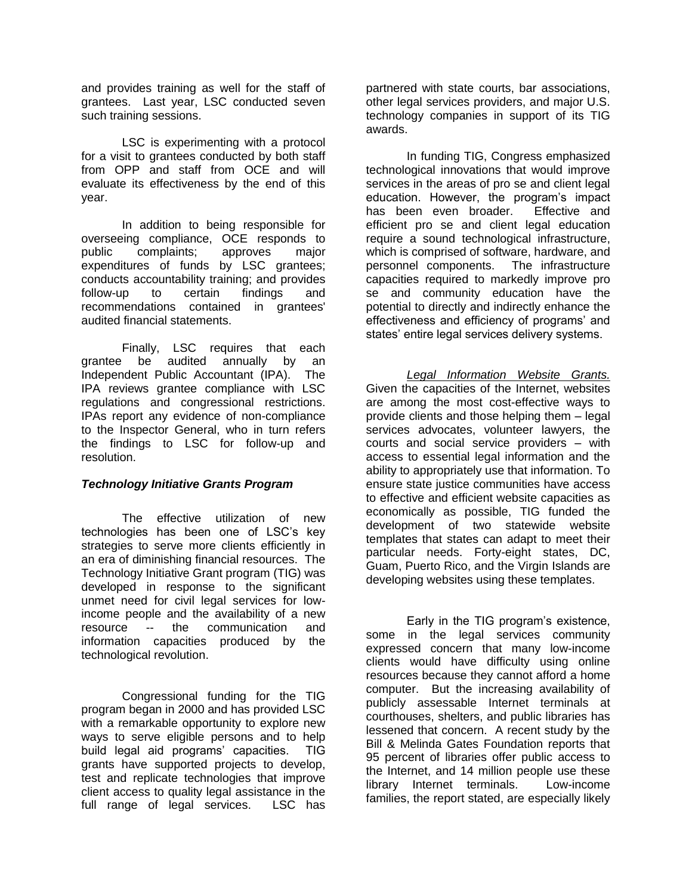and provides training as well for the staff of grantees. Last year, LSC conducted seven such training sessions.

LSC is experimenting with a protocol for a visit to grantees conducted by both staff from OPP and staff from OCE and will evaluate its effectiveness by the end of this year.

In addition to being responsible for overseeing compliance, OCE responds to public complaints; approves major expenditures of funds by LSC grantees; conducts accountability training; and provides follow-up to certain findings and recommendations contained in grantees' audited financial statements.

Finally, LSC requires that each grantee be audited annually by an Independent Public Accountant (IPA). The IPA reviews grantee compliance with LSC regulations and congressional restrictions. IPAs report any evidence of non-compliance to the Inspector General, who in turn refers the findings to LSC for follow-up and resolution.

### *Technology Initiative Grants Program*

The effective utilization of new technologies has been one of LSC's key strategies to serve more clients efficiently in an era of diminishing financial resources. The Technology Initiative Grant program (TIG) was developed in response to the significant unmet need for civil legal services for low-income people and the availability of a new resource -- the communication and information capacities produced by the technological revolution.

Congressional funding for the TIG program began in 2000 and has provided LSC with a remarkable opportunity to explore new ways to serve eligible persons and to help build legal aid programs' capacities. TIG grants have supported projects to develop, test and replicate technologies that improve client access to quality legal assistance in the full range of legal services. LSC has partnered with state courts, bar associations, other legal services providers, and major U.S. technology companies in support of its TIG awards.

In funding TIG, Congress emphasized technological innovations that would improve services in the areas of pro se and client legal education. However, the program's impact has been even broader. Effective and efficient pro se and client legal education require a sound technological infrastructure, which is comprised of software, hardware, and personnel components. The infrastructure capacities required to markedly improve pro se and community education have the potential to directly and indirectly enhance the effectiveness and efficiency of programs' and states' entire legal services delivery systems.

*Legal Information Website Grants.* Given the capacities of the Internet, websites are among the most cost-effective ways to provide clients and those helping them – legal services advocates, volunteer lawyers, the courts and social service providers – with access to essential legal information and the ability to appropriately use that information. To ensure state justice communities have access to effective and efficient website capacities as economically as possible, TIG funded the development of two statewide website templates that states can adapt to meet their particular needs. Forty-eight states, DC, Guam, Puerto Rico, and the Virgin Islands are developing websites using these templates.

Early in the TIG program's existence, some in the legal services community expressed concern that many low-income clients would have difficulty using online resources because they cannot afford a home computer. But the increasing availability of publicly assessable Internet terminals at courthouses, shelters, and public libraries has lessened that concern. A recent study by the Bill & Melinda Gates Foundation reports that 95 percent of libraries offer public access to the Internet, and 14 million people use these library Internet terminals. Low-income families, the report stated, are especially likely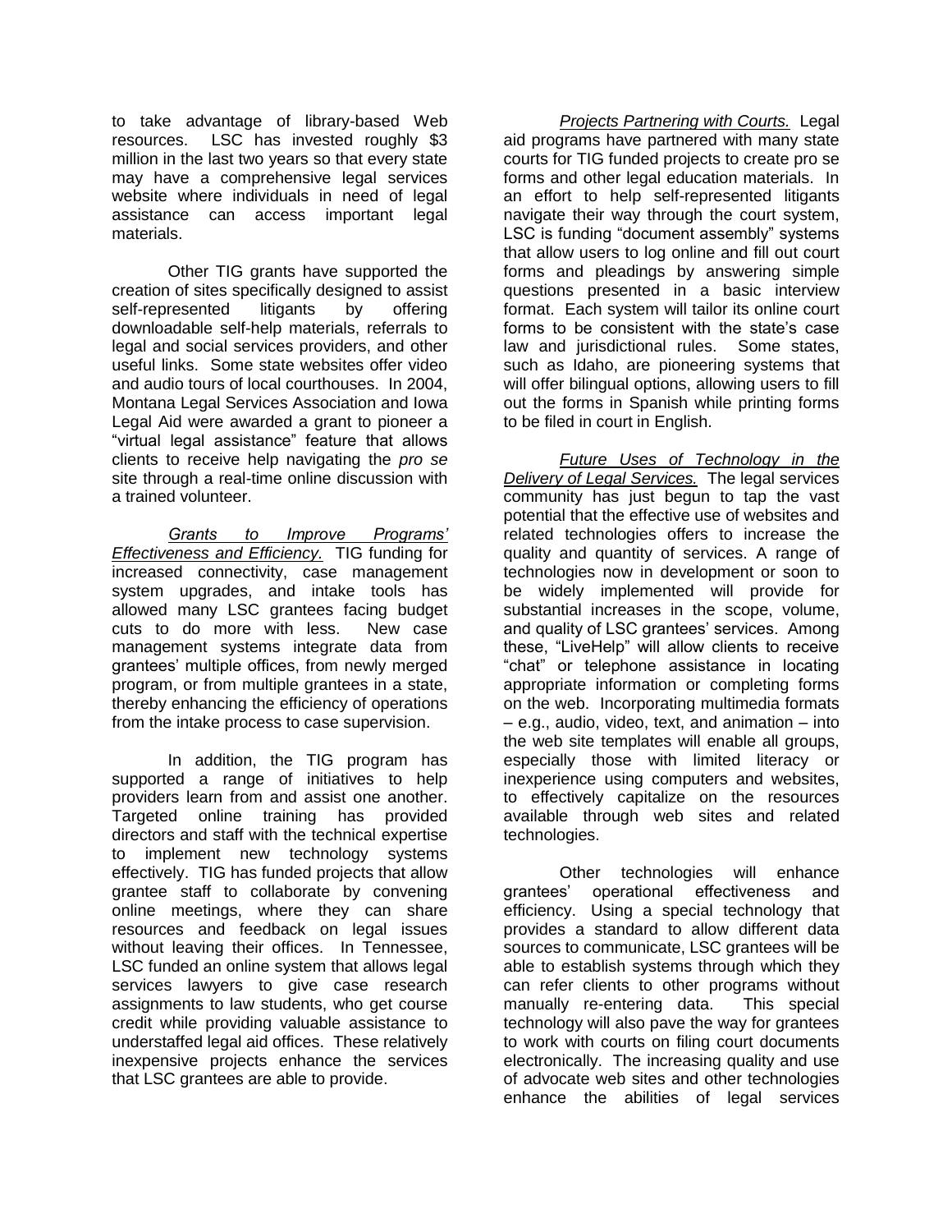to take advantage of library-based Web resources. LSC has invested roughly $3 million in the last two years so that every state may have a comprehensive legal services website where individuals in need of legal assistance can access important legal materials.

Other TIG grants have supported the creation of sites specifically designed to assist self-represented litigants by offering downloadable self-help materials, referrals to legal and social services providers, and other useful links. Some state websites offer video and audio tours of local courthouses. In 2004, Montana Legal Services Association and Iowa Legal Aid were awarded a grant to pioneer a "virtual legal assistance" feature that allows clients to receive help navigating the *pro se* site through a real-time online discussion with a trained volunteer.

*<u>Grants to Improve Programs' Effectiveness and Efficiency.</u>* TIG funding for increased connectivity, case management system upgrades, and intake tools has allowed many LSC grantees facing budget cuts to do more with less. New case management systems integrate data from grantees' multiple offices, from newly merged program, or from multiple grantees in a state, thereby enhancing the efficiency of operations from the intake process to case supervision.

In addition, the TIG program has supported a range of initiatives to help providers learn from and assist one another. Targeted online training has provided directors and staff with the technical expertise to implement new technology systems effectively. TIG has funded projects that allow grantee staff to collaborate by convening online meetings, where they can share resources and feedback on legal issues without leaving their offices. In Tennessee, LSC funded an online system that allows legal services lawyers to give case research assignments to law students, who get course credit while providing valuable assistance to understaffed legal aid offices. These relatively inexpensive projects enhance the services that LSC grantees are able to provide.

*<u>Projects Partnering with Courts.</u>* Legal aid programs have partnered with many state courts for TIG funded projects to create pro se forms and other legal education materials. In an effort to help self-represented litigants navigate their way through the court system, LSC is funding "document assembly" systems that allow users to log online and fill out court forms and pleadings by answering simple questions presented in a basic interview format. Each system will tailor its online court forms to be consistent with the state's case law and jurisdictional rules. Some states, such as Idaho, are pioneering systems that will offer bilingual options, allowing users to fill out the forms in Spanish while printing forms to be filed in court in English.

*<u>Future Uses of Technology in the Delivery of Legal Services.</u>* The legal services community has just begun to tap the vast potential that the effective use of websites and related technologies offers to increase the quality and quantity of services. A range of technologies now in development or soon to be widely implemented will provide for substantial increases in the scope, volume, and quality of LSC grantees' services. Among these, "LiveHelp" will allow clients to receive "chat" or telephone assistance in locating appropriate information or completing forms on the web. Incorporating multimedia formats – e.g., audio, video, text, and animation – into the web site templates will enable all groups, especially those with limited literacy or inexperience using computers and websites, to effectively capitalize on the resources available through web sites and related technologies.

Other technologies will enhance grantees' operational effectiveness and efficiency. Using a special technology that provides a standard to allow different data sources to communicate, LSC grantees will be able to establish systems through which they can refer clients to other programs without manually re-entering data. This special technology will also pave the way for grantees to work with courts on filing court documents electronically. The increasing quality and use of advocate web sites and other technologies enhance the abilities of legal services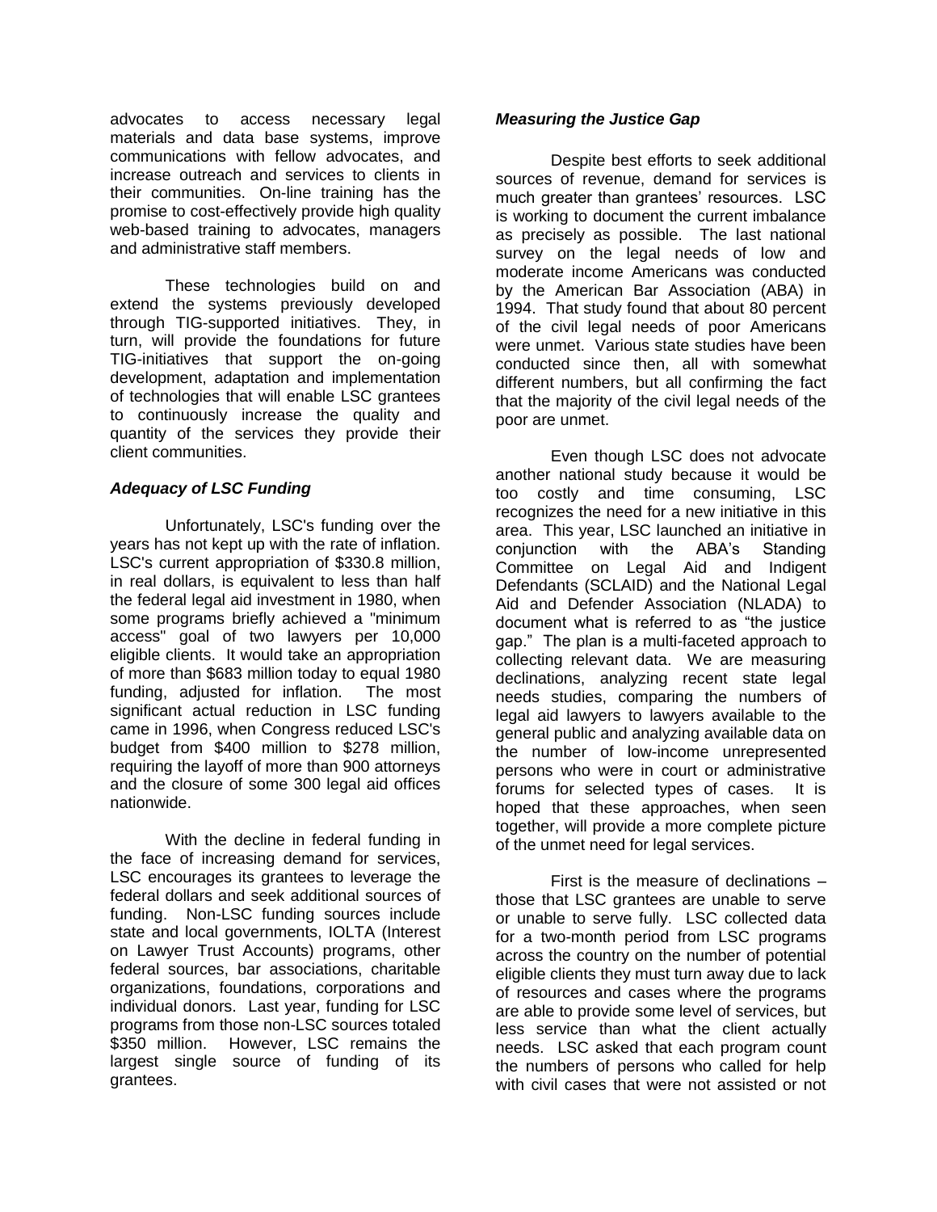advocates to access necessary legal materials and data base systems, improve communications with fellow advocates, and increase outreach and services to clients in their communities. On-line training has the promise to cost-effectively provide high quality web-based training to advocates, managers and administrative staff members.

These technologies build on and extend the systems previously developed through TIG-supported initiatives. They, in turn, will provide the foundations for future TIG-initiatives that support the on-going development, adaptation and implementation of technologies that will enable LSC grantees to continuously increase the quality and quantity of the services they provide their client communities.

### *Adequacy of LSC Funding*

Unfortunately, LSC's funding over the years has not kept up with the rate of inflation. LSC's current appropriation of $330.8 million, in real dollars, is equivalent to less than half the federal legal aid investment in 1980, when some programs briefly achieved a "minimum access" goal of two lawyers per 10,000 eligible clients. It would take an appropriation of more than $683 million today to equal 1980 funding, adjusted for inflation. The most significant actual reduction in LSC funding came in 1996, when Congress reduced LSC's budget from $400 million to $278 million, requiring the layoff of more than 900 attorneys and the closure of some 300 legal aid offices nationwide.

With the decline in federal funding in the face of increasing demand for services, LSC encourages its grantees to leverage the federal dollars and seek additional sources of funding. Non-LSC funding sources include state and local governments, IOLTA (Interest on Lawyer Trust Accounts) programs, other federal sources, bar associations, charitable organizations, foundations, corporations and individual donors. Last year, funding for LSC programs from those non-LSC sources totaled $350 million. However, LSC remains the largest single source of funding of its grantees.

### *Measuring the Justice Gap*

Despite best efforts to seek additional sources of revenue, demand for services is much greater than grantees' resources. LSC is working to document the current imbalance as precisely as possible. The last national survey on the legal needs of low and moderate income Americans was conducted by the American Bar Association (ABA) in 1994. That study found that about 80 percent of the civil legal needs of poor Americans were unmet. Various state studies have been conducted since then, all with somewhat different numbers, but all confirming the fact that the majority of the civil legal needs of the poor are unmet.

Even though LSC does not advocate another national study because it would be too costly and time consuming, LSC recognizes the need for a new initiative in this area. This year, LSC launched an initiative in conjunction with the ABA's Standing Committee on Legal Aid and Indigent Defendants (SCLAID) and the National Legal Aid and Defender Association (NLADA) to document what is referred to as "the justice gap." The plan is a multi-faceted approach to collecting relevant data. We are measuring declinations, analyzing recent state legal needs studies, comparing the numbers of legal aid lawyers to lawyers available to the general public and analyzing available data on the number of low-income unrepresented persons who were in court or administrative forums for selected types of cases. It is hoped that these approaches, when seen together, will provide a more complete picture of the unmet need for legal services.

First is the measure of declinations – those that LSC grantees are unable to serve or unable to serve fully. LSC collected data for a two-month period from LSC programs across the country on the number of potential eligible clients they must turn away due to lack of resources and cases where the programs are able to provide some level of services, but less service than what the client actually needs. LSC asked that each program count the numbers of persons who called for help with civil cases that were not assisted or not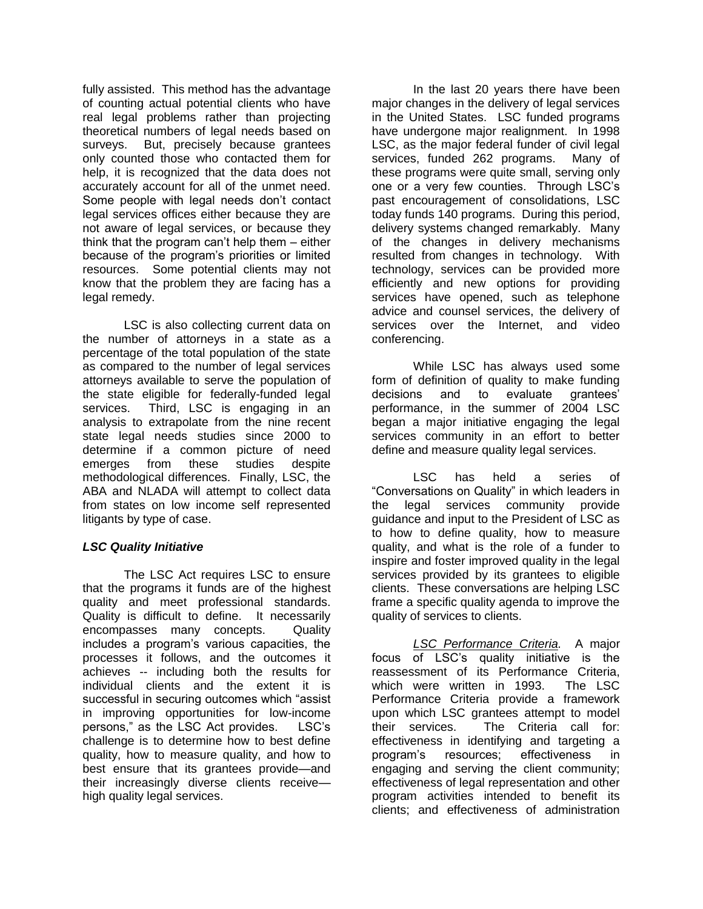fully assisted. This method has the advantage of counting actual potential clients who have real legal problems rather than projecting theoretical numbers of legal needs based on surveys. But, precisely because grantees only counted those who contacted them for help, it is recognized that the data does not accurately account for all of the unmet need. Some people with legal needs don't contact legal services offices either because they are not aware of legal services, or because they think that the program can't help them – either because of the program's priorities or limited resources. Some potential clients may not know that the problem they are facing has a legal remedy.

LSC is also collecting current data on the number of attorneys in a state as a percentage of the total population of the state as compared to the number of legal services attorneys available to serve the population of the state eligible for federally-funded legal services. Third, LSC is engaging in an analysis to extrapolate from the nine recent state legal needs studies since 2000 to determine if a common picture of need emerges from these studies despite methodological differences. Finally, LSC, the ABA and NLADA will attempt to collect data from states on low income self represented litigants by type of case.

### ***LSC Quality Initiative***

The LSC Act requires LSC to ensure that the programs it funds are of the highest quality and meet professional standards. Quality is difficult to define. It necessarily encompasses many concepts. Quality includes a program's various capacities, the processes it follows, and the outcomes it achieves -- including both the results for individual clients and the extent it is successful in securing outcomes which "assist in improving opportunities for low-income persons," as the LSC Act provides. LSC's challenge is to determine how to best define quality, how to measure quality, and how to best ensure that its grantees provide—and their increasingly diverse clients receive—high quality legal services.

In the last 20 years there have been major changes in the delivery of legal services in the United States. LSC funded programs have undergone major realignment. In 1998 LSC, as the major federal funder of civil legal services, funded 262 programs. Many of these programs were quite small, serving only one or a very few counties. Through LSC's past encouragement of consolidations, LSC today funds 140 programs. During this period, delivery systems changed remarkably. Many of the changes in delivery mechanisms resulted from changes in technology. With technology, services can be provided more efficiently and new options for providing services have opened, such as telephone advice and counsel services, the delivery of services over the Internet, and video conferencing.

While LSC has always used some form of definition of quality to make funding decisions and to evaluate grantees' performance, in the summer of 2004 LSC began a major initiative engaging the legal services community in an effort to better define and measure quality legal services.

LSC has held a series of "Conversations on Quality" in which leaders in the legal services community provide guidance and input to the President of LSC as to how to define quality, how to measure quality, and what is the role of a funder to inspire and foster improved quality in the legal services provided by its grantees to eligible clients. These conversations are helping LSC frame a specific quality agenda to improve the quality of services to clients.

*LSC Performance Criteria.* A major focus of LSC's quality initiative is the reassessment of its Performance Criteria, which were written in 1993. The LSC Performance Criteria provide a framework upon which LSC grantees attempt to model their services. The Criteria call for: effectiveness in identifying and targeting a program's resources; effectiveness in engaging and serving the client community; effectiveness of legal representation and other program activities intended to benefit its clients; and effectiveness of administration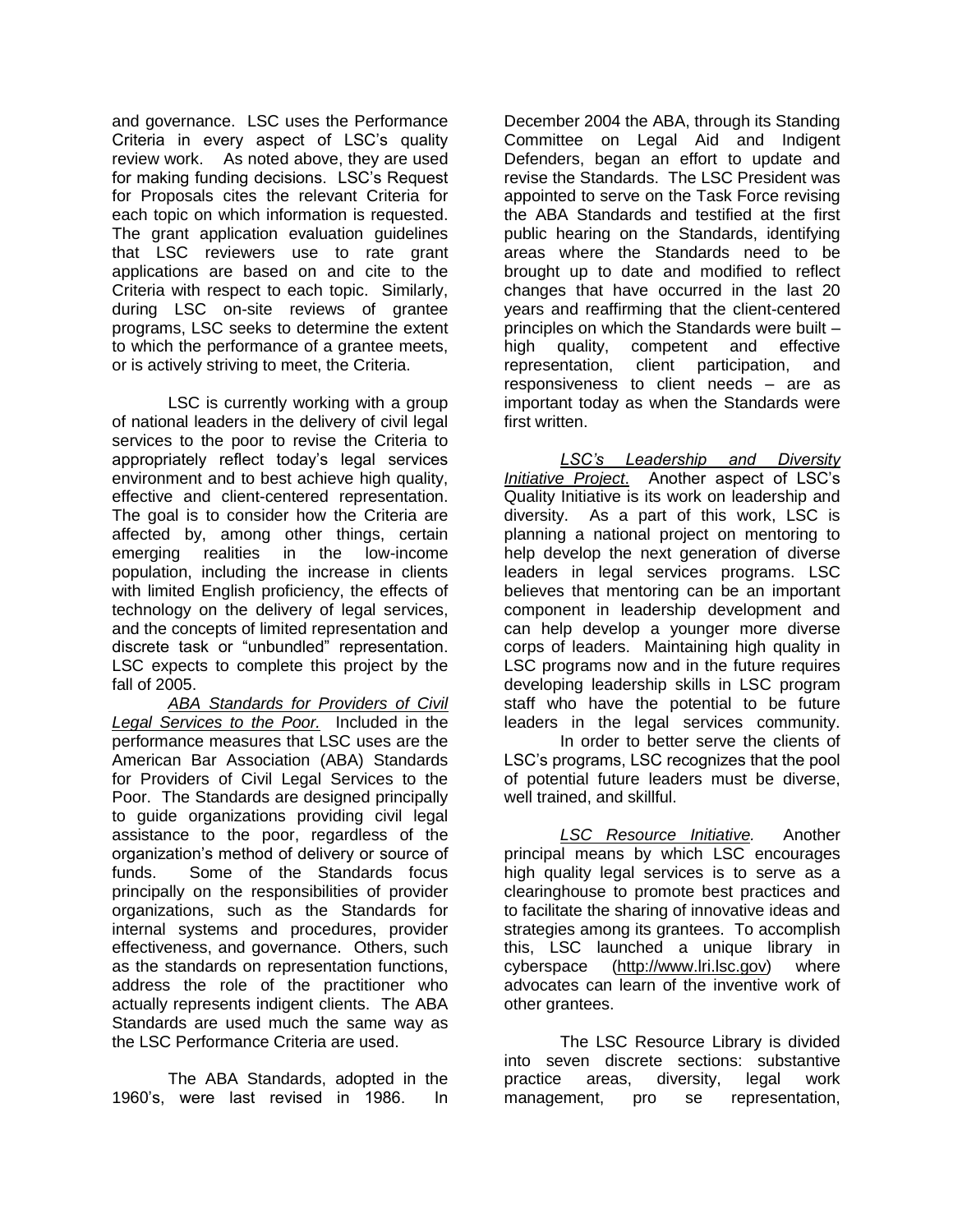and governance. LSC uses the Performance Criteria in every aspect of LSC's quality review work. As noted above, they are used for making funding decisions. LSC's Request for Proposals cites the relevant Criteria for each topic on which information is requested. The grant application evaluation guidelines that LSC reviewers use to rate grant applications are based on and cite to the Criteria with respect to each topic. Similarly, during LSC on-site reviews of grantee programs, LSC seeks to determine the extent to which the performance of a grantee meets, or is actively striving to meet, the Criteria.

LSC is currently working with a group of national leaders in the delivery of civil legal services to the poor to revise the Criteria to appropriately reflect today's legal services environment and to best achieve high quality, effective and client-centered representation. The goal is to consider how the Criteria are affected by, among other things, certain emerging realities in the low-income population, including the increase in clients with limited English proficiency, the effects of technology on the delivery of legal services, and the concepts of limited representation and discrete task or "unbundled" representation. LSC expects to complete this project by the fall of 2005.

*ABA Standards for Providers of Civil Legal Services to the Poor.* Included in the performance measures that LSC uses are the American Bar Association (ABA) Standards for Providers of Civil Legal Services to the Poor. The Standards are designed principally to guide organizations providing civil legal assistance to the poor, regardless of the organization's method of delivery or source of funds. Some of the Standards focus principally on the responsibilities of provider organizations, such as the Standards for internal systems and procedures, provider effectiveness, and governance. Others, such as the standards on representation functions, address the role of the practitioner who actually represents indigent clients. The ABA Standards are used much the same way as the LSC Performance Criteria are used.

The ABA Standards, adopted in the 1960's, were last revised in 1986. In December 2004 the ABA, through its Standing Committee on Legal Aid and Indigent Defenders, began an effort to update and revise the Standards. The LSC President was appointed to serve on the Task Force revising the ABA Standards and testified at the first public hearing on the Standards, identifying areas where the Standards need to be brought up to date and modified to reflect changes that have occurred in the last 20 years and reaffirming that the client-centered principles on which the Standards were built – high quality, competent and effective representation, client participation, and responsiveness to client needs – are as important today as when the Standards were first written.

*LSC's Leadership and Diversity Initiative Project*. Another aspect of LSC's Quality Initiative is its work on leadership and diversity. As a part of this work, LSC is planning a national project on mentoring to help develop the next generation of diverse leaders in legal services programs. LSC believes that mentoring can be an important component in leadership development and can help develop a younger more diverse corps of leaders. Maintaining high quality in LSC programs now and in the future requires developing leadership skills in LSC program staff who have the potential to be future leaders in the legal services community.

In order to better serve the clients of LSC's programs, LSC recognizes that the pool of potential future leaders must be diverse, well trained, and skillful.

*LSC Resource Initiative.* Another principal means by which LSC encourages high quality legal services is to serve as a clearinghouse to promote best practices and to facilitate the sharing of innovative ideas and strategies among its grantees. To accomplish this, LSC launched a unique library in cyberspace (http://www.lri.lsc.gov) where advocates can learn of the inventive work of other grantees.

The LSC Resource Library is divided into seven discrete sections: substantive practice areas, diversity, legal work management, pro se representation,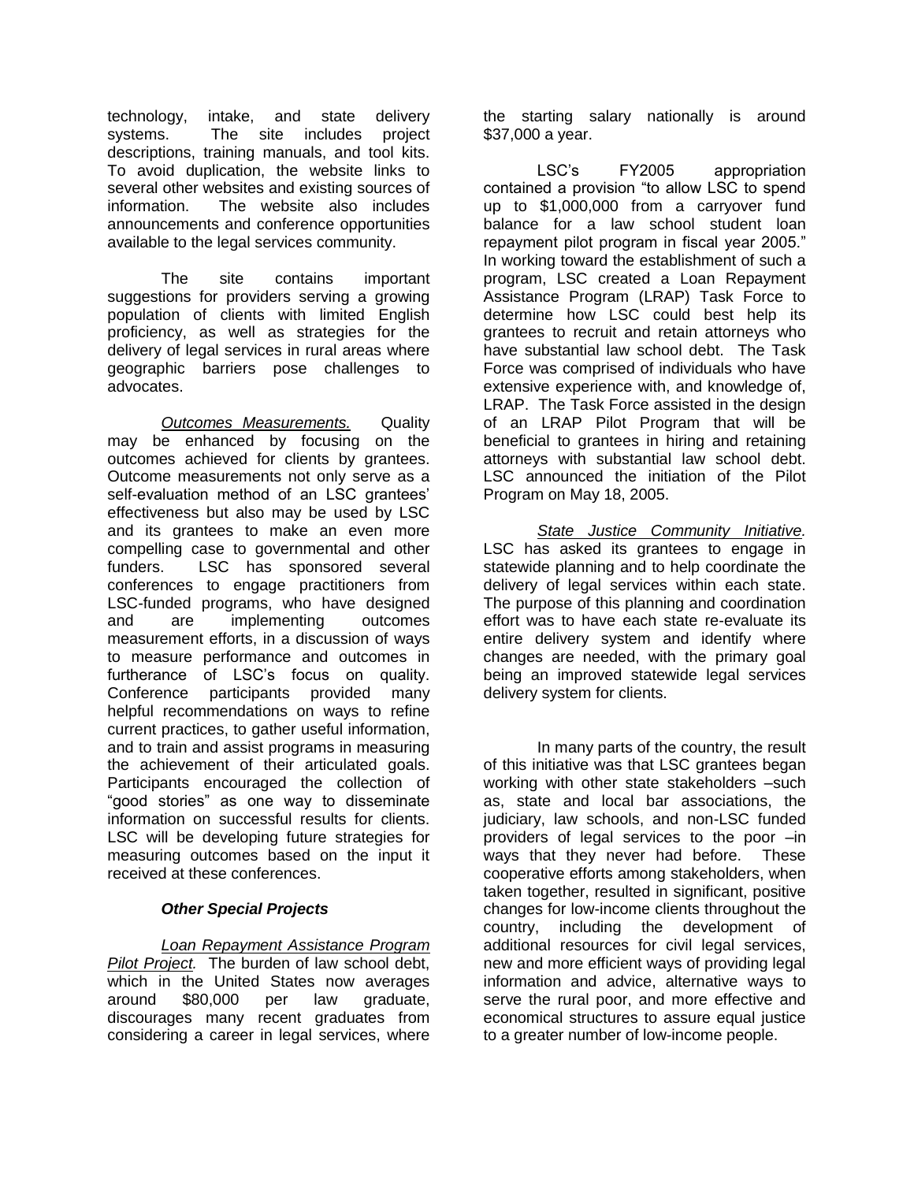technology, intake, and state delivery systems. The site includes project descriptions, training manuals, and tool kits. To avoid duplication, the website links to several other websites and existing sources of information. The website also includes announcements and conference opportunities available to the legal services community.

The site contains important suggestions for providers serving a growing population of clients with limited English proficiency, as well as strategies for the delivery of legal services in rural areas where geographic barriers pose challenges to advocates.

*Outcomes Measurements.* Quality may be enhanced by focusing on the outcomes achieved for clients by grantees. Outcome measurements not only serve as a self-evaluation method of an LSC grantees' effectiveness but also may be used by LSC and its grantees to make an even more compelling case to governmental and other funders. LSC has sponsored several conferences to engage practitioners from LSC-funded programs, who have designed and are implementing outcomes measurement efforts, in a discussion of ways to measure performance and outcomes in furtherance of LSC's focus on quality. Conference participants provided many helpful recommendations on ways to refine current practices, to gather useful information, and to train and assist programs in measuring the achievement of their articulated goals. Participants encouraged the collection of "good stories" as one way to disseminate information on successful results for clients. LSC will be developing future strategies for measuring outcomes based on the input it received at these conferences.

### *Other Special Projects*

*Loan Repayment Assistance Program Pilot Project.* The burden of law school debt, which in the United States now averages around $80,000 per law graduate, discourages many recent graduates from considering a career in legal services, where the starting salary nationally is around $37,000 a year.

LSC's FY2005 appropriation contained a provision "to allow LSC to spend up to $1,000,000 from a carryover fund balance for a law school student loan repayment pilot program in fiscal year 2005." In working toward the establishment of such a program, LSC created a Loan Repayment Assistance Program (LRAP) Task Force to determine how LSC could best help its grantees to recruit and retain attorneys who have substantial law school debt. The Task Force was comprised of individuals who have extensive experience with, and knowledge of, LRAP. The Task Force assisted in the design of an LRAP Pilot Program that will be beneficial to grantees in hiring and retaining attorneys with substantial law school debt. LSC announced the initiation of the Pilot Program on May 18, 2005.

*State Justice Community Initiative.* LSC has asked its grantees to engage in statewide planning and to help coordinate the delivery of legal services within each state. The purpose of this planning and coordination effort was to have each state re-evaluate its entire delivery system and identify where changes are needed, with the primary goal being an improved statewide legal services delivery system for clients.

In many parts of the country, the result of this initiative was that LSC grantees began working with other state stakeholders –such as, state and local bar associations, the judiciary, law schools, and non-LSC funded providers of legal services to the poor –in ways that they never had before. These cooperative efforts among stakeholders, when taken together, resulted in significant, positive changes for low-income clients throughout the country, including the development of additional resources for civil legal services, new and more efficient ways of providing legal information and advice, alternative ways to serve the rural poor, and more effective and economical structures to assure equal justice to a greater number of low-income people.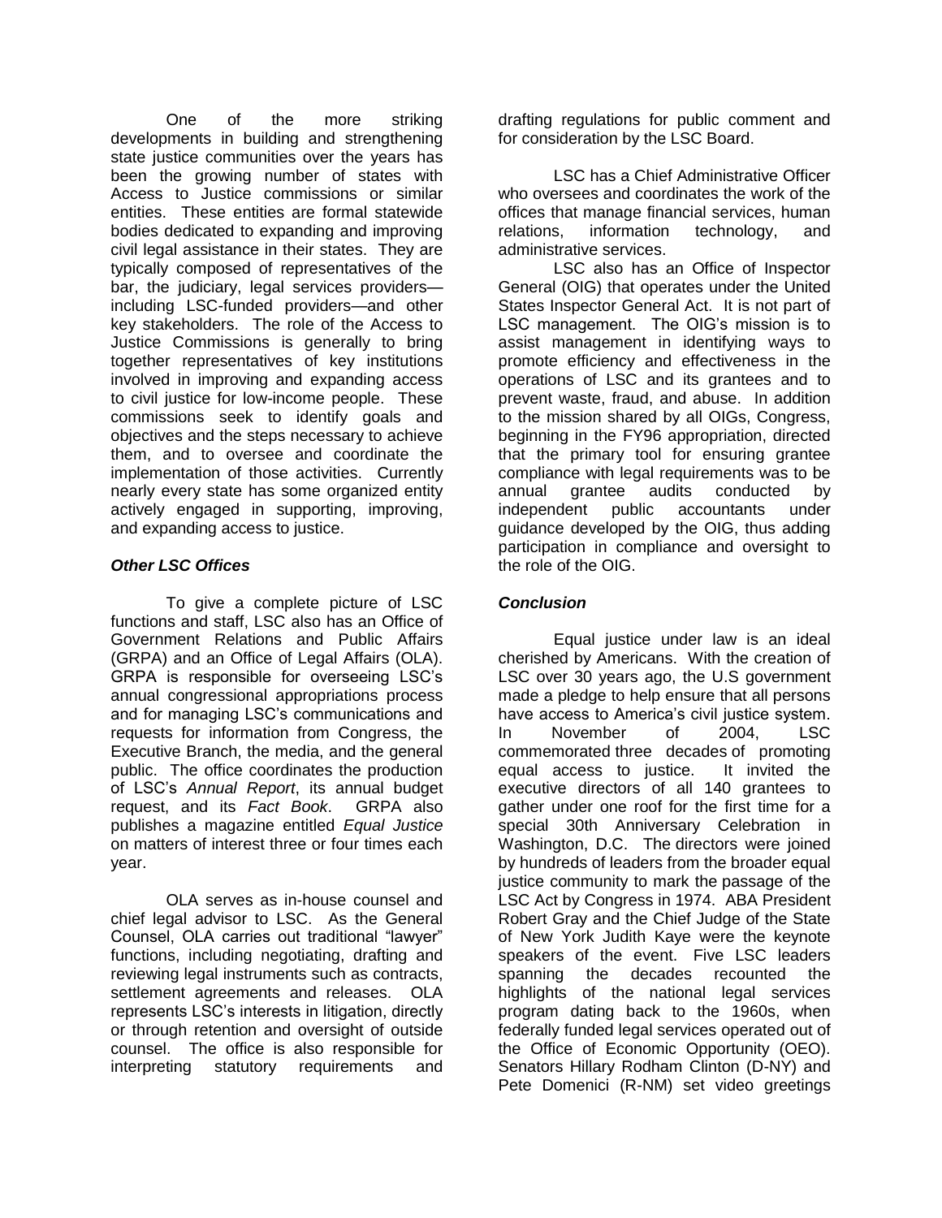One of the more striking developments in building and strengthening state justice communities over the years has been the growing number of states with Access to Justice commissions or similar entities. These entities are formal statewide bodies dedicated to expanding and improving civil legal assistance in their states. They are typically composed of representatives of the bar, the judiciary, legal services providers—including LSC-funded providers—and other key stakeholders. The role of the Access to Justice Commissions is generally to bring together representatives of key institutions involved in improving and expanding access to civil justice for low-income people. These commissions seek to identify goals and objectives and the steps necessary to achieve them, and to oversee and coordinate the implementation of those activities. Currently nearly every state has some organized entity actively engaged in supporting, improving, and expanding access to justice.

### *Other LSC Offices*

To give a complete picture of LSC functions and staff, LSC also has an Office of Government Relations and Public Affairs (GRPA) and an Office of Legal Affairs (OLA). GRPA is responsible for overseeing LSC's annual congressional appropriations process and for managing LSC's communications and requests for information from Congress, the Executive Branch, the media, and the general public. The office coordinates the production of LSC's *Annual Report*, its annual budget request, and its *Fact Book*. GRPA also publishes a magazine entitled *Equal Justice* on matters of interest three or four times each year.

OLA serves as in-house counsel and chief legal advisor to LSC. As the General Counsel, OLA carries out traditional "lawyer" functions, including negotiating, drafting and reviewing legal instruments such as contracts, settlement agreements and releases. OLA represents LSC's interests in litigation, directly or through retention and oversight of outside counsel. The office is also responsible for interpreting statutory requirements and drafting regulations for public comment and for consideration by the LSC Board.

LSC has a Chief Administrative Officer who oversees and coordinates the work of the offices that manage financial services, human relations, information technology, and administrative services.

LSC also has an Office of Inspector General (OIG) that operates under the United States Inspector General Act. It is not part of LSC management. The OIG's mission is to assist management in identifying ways to promote efficiency and effectiveness in the operations of LSC and its grantees and to prevent waste, fraud, and abuse. In addition to the mission shared by all OIGs, Congress, beginning in the FY96 appropriation, directed that the primary tool for ensuring grantee compliance with legal requirements was to be annual grantee audits conducted by independent public accountants under guidance developed by the OIG, thus adding participation in compliance and oversight to the role of the OIG.

### *Conclusion*

Equal justice under law is an ideal cherished by Americans. With the creation of LSC over 30 years ago, the U.S government made a pledge to help ensure that all persons have access to America's civil justice system. In November of 2004, LSC commemorated three decades of promoting equal access to justice. It invited the executive directors of all 140 grantees to gather under one roof for the first time for a special 30th Anniversary Celebration in Washington, D.C. The directors were joined by hundreds of leaders from the broader equal justice community to mark the passage of the LSC Act by Congress in 1974. ABA President Robert Gray and the Chief Judge of the State of New York Judith Kaye were the keynote speakers of the event. Five LSC leaders spanning the decades recounted the highlights of the national legal services program dating back to the 1960s, when federally funded legal services operated out of the Office of Economic Opportunity (OEO). Senators Hillary Rodham Clinton (D-NY) and Pete Domenici (R-NM) set video greetings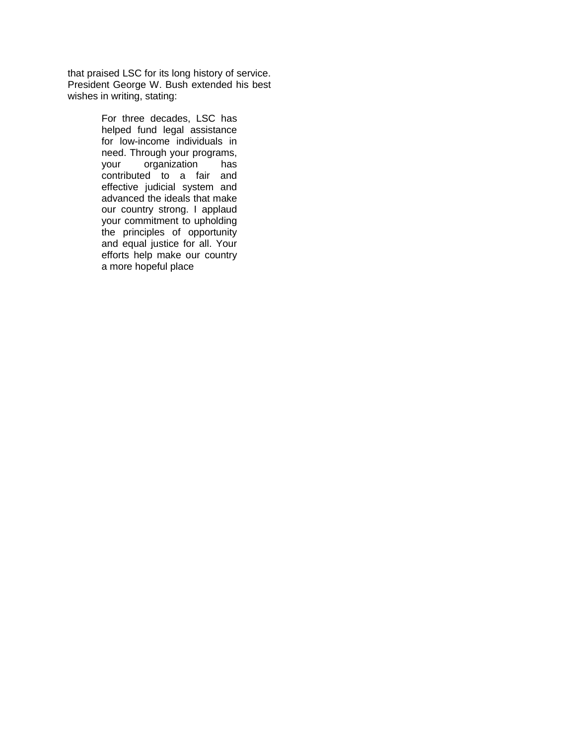that praised LSC for its long history of service. President George W. Bush extended his best wishes in writing, stating:

> For three decades, LSC has helped fund legal assistance for low-income individuals in need. Through your programs, your organization has contributed to a fair and effective judicial system and advanced the ideals that make our country strong. I applaud your commitment to upholding the principles of opportunity and equal justice for all. Your efforts help make our country a more hopeful place